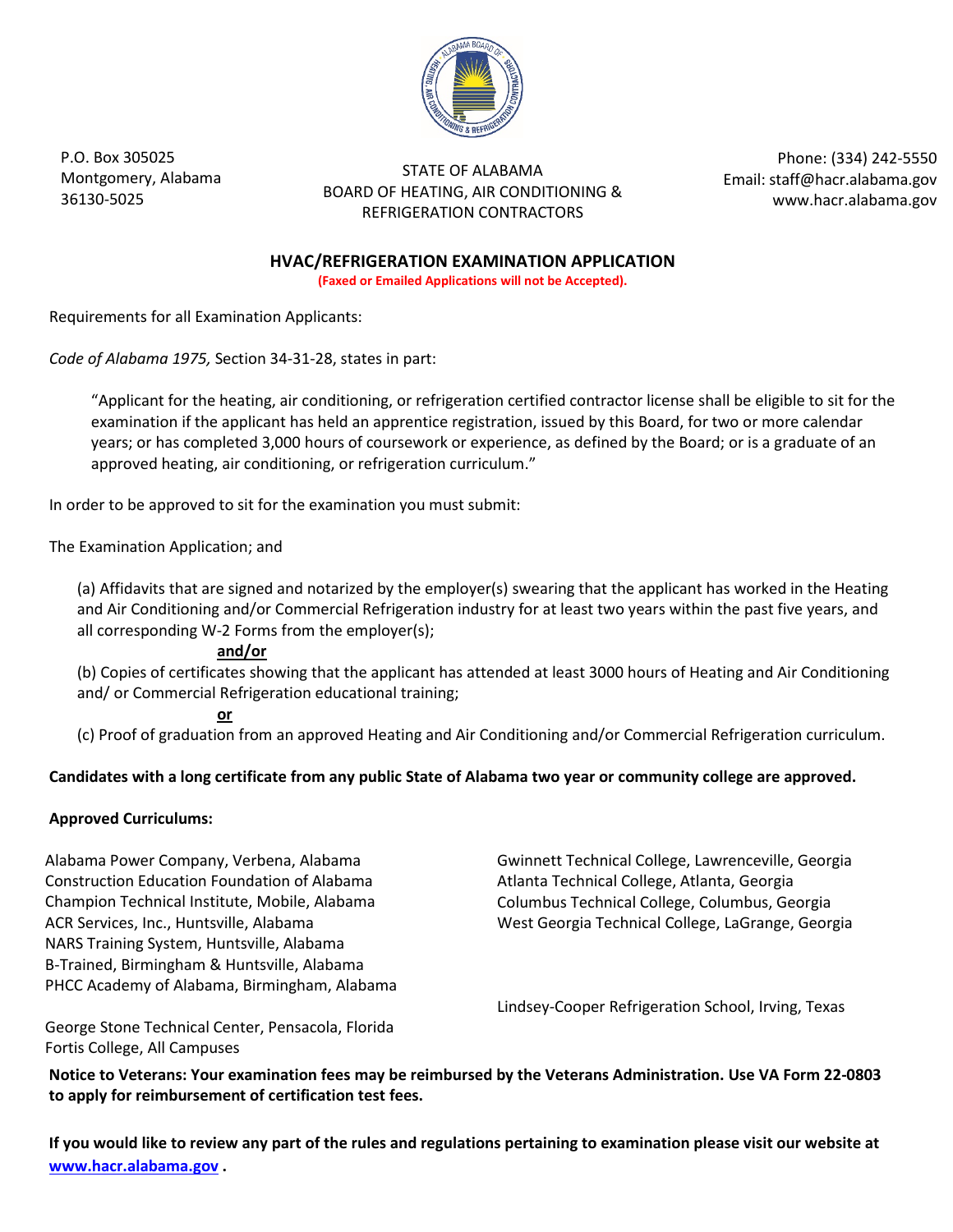P.O. Box 305025
Montgomery, Alabama
36130-5025

STATE OF ALABAMA
BOARD OF HEATING, AIR CONDITIONING &
REFRIGERATION CONTRACTORS

Phone: (334) 242-5550
Email: staff@hacr.alabama.gov
www.hacr.alabama.gov

## HVAC/REFRIGERATION EXAMINATION APPLICATION

**(Faxed or Emailed Applications will not be Accepted).**

Requirements for all Examination Applicants:

*Code of Alabama 1975,* Section 34-31-28, states in part:

> "Applicant for the heating, air conditioning, or refrigeration certified contractor license shall be eligible to sit for the examination if the applicant has held an apprentice registration, issued by this Board, for two or more calendar years; or has completed 3,000 hours of coursework or experience, as defined by the Board; or is a graduate of an approved heating, air conditioning, or refrigeration curriculum."

In order to be approved to sit for the examination you must submit:

The Examination Application; and

(a) Affidavits that are signed and notarized by the employer(s) swearing that the applicant has worked in the Heating and Air Conditioning and/or Commercial Refrigeration industry for at least two years within the past five years, and all corresponding W-2 Forms from the employer(s);

**and/or**

(b) Copies of certificates showing that the applicant has attended at least 3000 hours of Heating and Air Conditioning and/ or Commercial Refrigeration educational training;

**or**

(c) Proof of graduation from an approved Heating and Air Conditioning and/or Commercial Refrigeration curriculum.

**Candidates with a long certificate from any public State of Alabama two year or community college are approved.**

**Approved Curriculums:**

Alabama Power Company, Verbena, Alabama
Construction Education Foundation of Alabama
Champion Technical Institute, Mobile, Alabama
ACR Services, Inc., Huntsville, Alabama
NARS Training System, Huntsville, Alabama
B-Trained, Birmingham & Huntsville, Alabama
PHCC Academy of Alabama, Birmingham, Alabama

George Stone Technical Center, Pensacola, Florida
Fortis College, All Campuses

Gwinnett Technical College, Lawrenceville, Georgia
Atlanta Technical College, Atlanta, Georgia
Columbus Technical College, Columbus, Georgia
West Georgia Technical College, LaGrange, Georgia

Lindsey-Cooper Refrigeration School, Irving, Texas

**Notice to Veterans: Your examination fees may be reimbursed by the Veterans Administration. Use VA Form 22-0803 to apply for reimbursement of certification test fees.**

**If you would like to review any part of the rules and regulations pertaining to examination please visit our website at [www.hacr.alabama.gov](http://www.hacr.alabama.gov) .**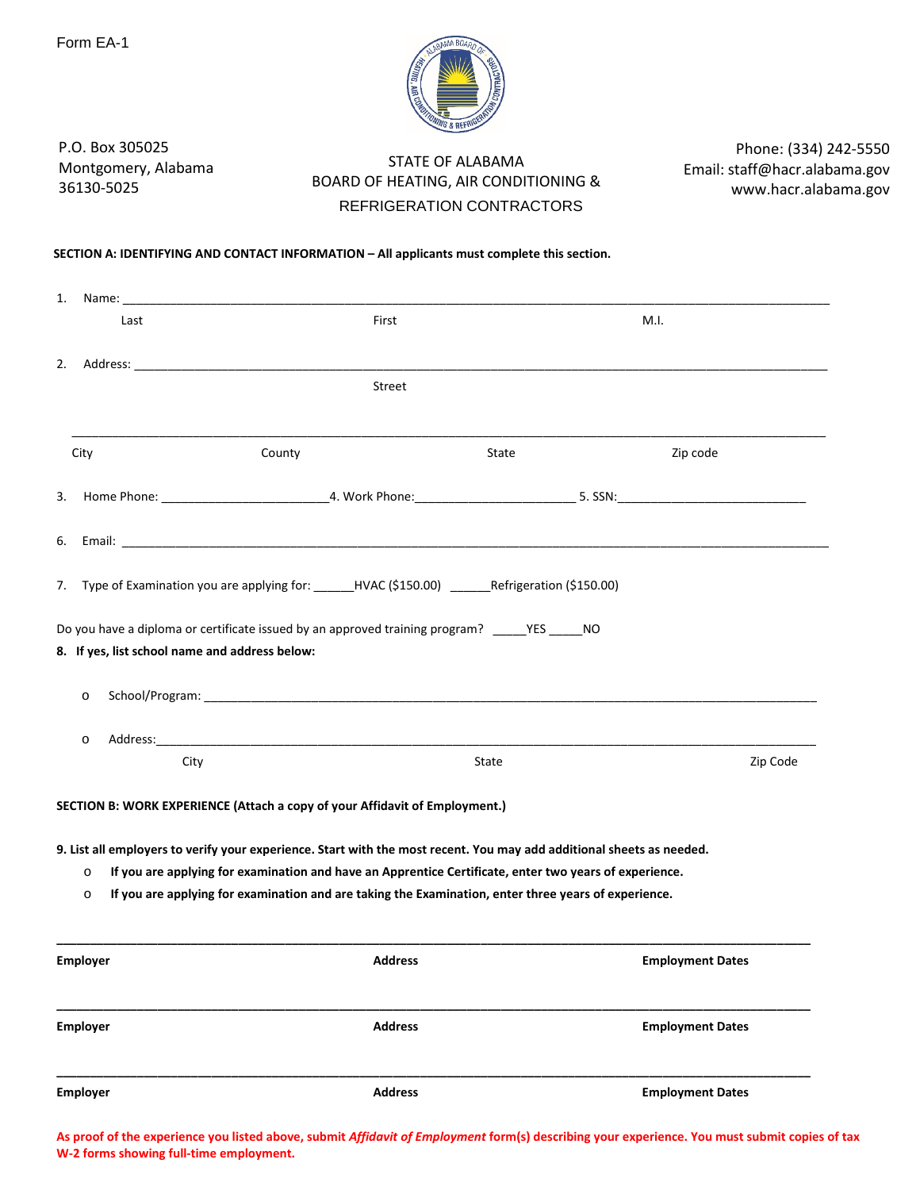Form EA-1

P.O. Box 305025
Montgomery, Alabama
36130-5025

STATE OF ALABAMA
BOARD OF HEATING, AIR CONDITIONING &
REFRIGERATION CONTRACTORS

Phone: (334) 242-5550
Email: staff@hacr.alabama.gov
www.hacr.alabama.gov

**SECTION A: IDENTIFYING AND CONTACT INFORMATION – All applicants must complete this section.**

1. Name: ___________________________________________________________________________
   Last                                        First                                        M.I.

2. Address: _________________________________________________________________________
   Street

   _____________________________________________________________________________________
   City                    County                    State                    Zip code

3. Home Phone: ________________________ 4. Work Phone: _______________________ 5. SSN: ___________________________

6. Email: ___________________________________________________________________________

7. Type of Examination you are applying for: ______HVAC ($150.00) ______Refrigeration ($150.00)

Do you have a diploma or certificate issued by an approved training program? _____YES _____NO

**8. If yes, list school name and address below:**

- School/Program: _______________________________________________________________
- Address: _____________________________________________________________________
  City                                        State                                        Zip Code

**SECTION B: WORK EXPERIENCE (Attach a copy of your Affidavit of Employment.)**

**9. List all employers to verify your experience. Start with the most recent. You may add additional sheets as needed.**

- **If you are applying for examination and have an Apprentice Certificate, enter two years of experience.**
- **If you are applying for examination and are taking the Examination, enter three years of experience.**

_____________________________________________________________________________________
**Employer** | **Address** | **Employment Dates**

_____________________________________________________________________________________
**Employer** | **Address** | **Employment Dates**

_____________________________________________________________________________________
**Employer** | **Address** | **Employment Dates**

**As proof of the experience you listed above, submit *Affidavit of Employment* form(s) describing your experience. You must submit copies of tax W-2 forms showing full-time employment.**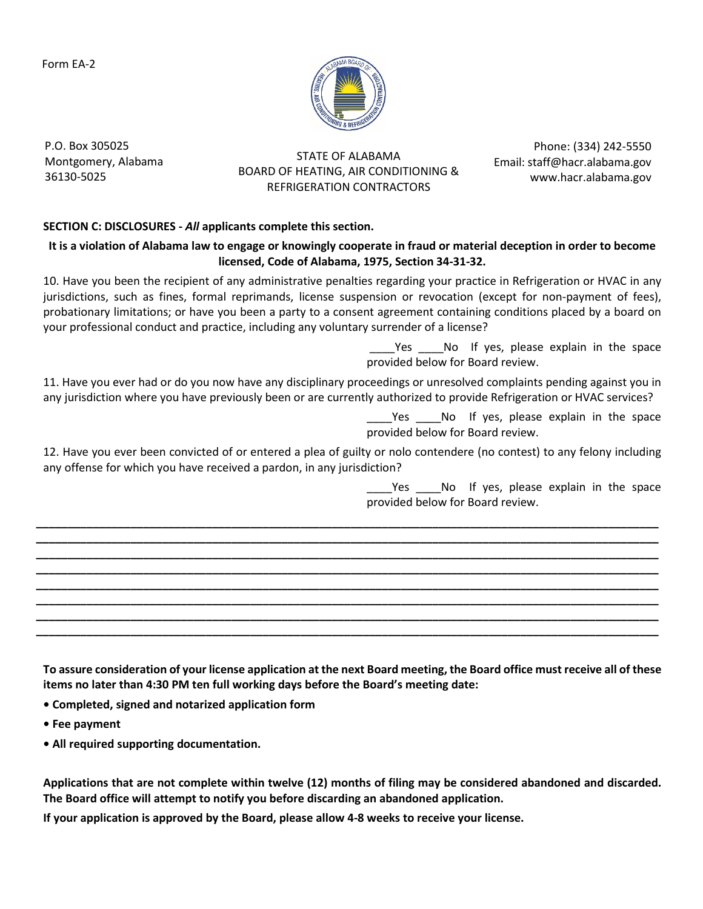Form EA-2

P.O. Box 305025
Montgomery, Alabama
36130-5025

STATE OF ALABAMA
BOARD OF HEATING, AIR CONDITIONING &
REFRIGERATION CONTRACTORS

Phone: (334) 242-5550
Email: staff@hacr.alabama.gov
www.hacr.alabama.gov

**SECTION C: DISCLOSURES -** ***All*** **applicants complete this section.**

**It is a violation of Alabama law to engage or knowingly cooperate in fraud or material deception in order to become licensed, Code of Alabama, 1975, Section 34-31-32.**

10. Have you been the recipient of any administrative penalties regarding your practice in Refrigeration or HVAC in any jurisdictions, such as fines, formal reprimands, license suspension or revocation (except for non-payment of fees), probationary limitations; or have you been a party to a consent agreement containing conditions placed by a board on your professional conduct and practice, including any voluntary surrender of a license?

____Yes ____No If yes, please explain in the space provided below for Board review.

11. Have you ever had or do you now have any disciplinary proceedings or unresolved complaints pending against you in any jurisdiction where you have previously been or are currently authorized to provide Refrigeration or HVAC services?

____Yes ____No If yes, please explain in the space provided below for Board review.

12. Have you ever been convicted of or entered a plea of guilty or nolo contendere (no contest) to any felony including any offense for which you have received a pardon, in any jurisdiction?

____Yes ____No If yes, please explain in the space provided below for Board review.

________________________________________________________________________________________________
________________________________________________________________________________________________
________________________________________________________________________________________________
________________________________________________________________________________________________
________________________________________________________________________________________________
________________________________________________________________________________________________
________________________________________________________________________________________________
________________________________________________________________________________________________

**To assure consideration of your license application at the next Board meeting, the Board office must receive all of these items no later than 4:30 PM ten full working days before the Board's meeting date:**

- **Completed, signed and notarized application form**
- **Fee payment**
- **All required supporting documentation.**

**Applications that are not complete within twelve (12) months of filing may be considered abandoned and discarded. The Board office will attempt to notify you before discarding an abandoned application.**

**If your application is approved by the Board, please allow 4-8 weeks to receive your license.**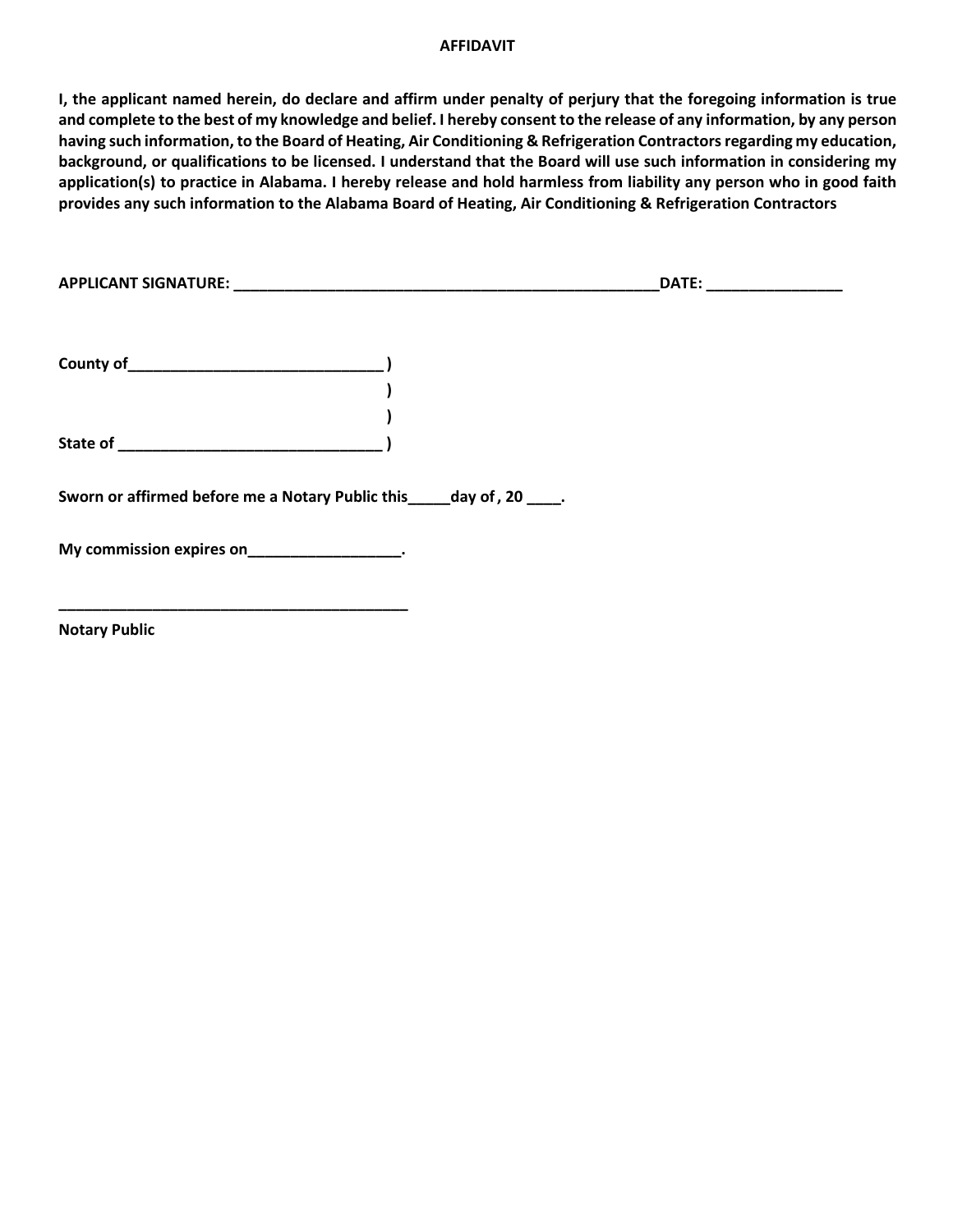# AFFIDAVIT

**I, the applicant named herein, do declare and affirm under penalty of perjury that the foregoing information is true and complete to the best of my knowledge and belief. I hereby consent to the release of any information, by any person having such information, to the Board of Heating, Air Conditioning & Refrigeration Contractors regarding my education, background, or qualifications to be licensed. I understand that the Board will use such information in considering my application(s) to practice in Alabama. I hereby release and hold harmless from liability any person who in good faith provides any such information to the Alabama Board of Heating, Air Conditioning & Refrigeration Contractors**

**APPLICANT SIGNATURE: ____________________________________________________DATE: ________________**

**County of______________________________ )**
**)**
**)**
**State of _______________________________ )**

**Sworn or affirmed before me a Notary Public this_____day of , 20 ____.**

**My commission expires on__________________.**

**__________________________________________**
**Notary Public**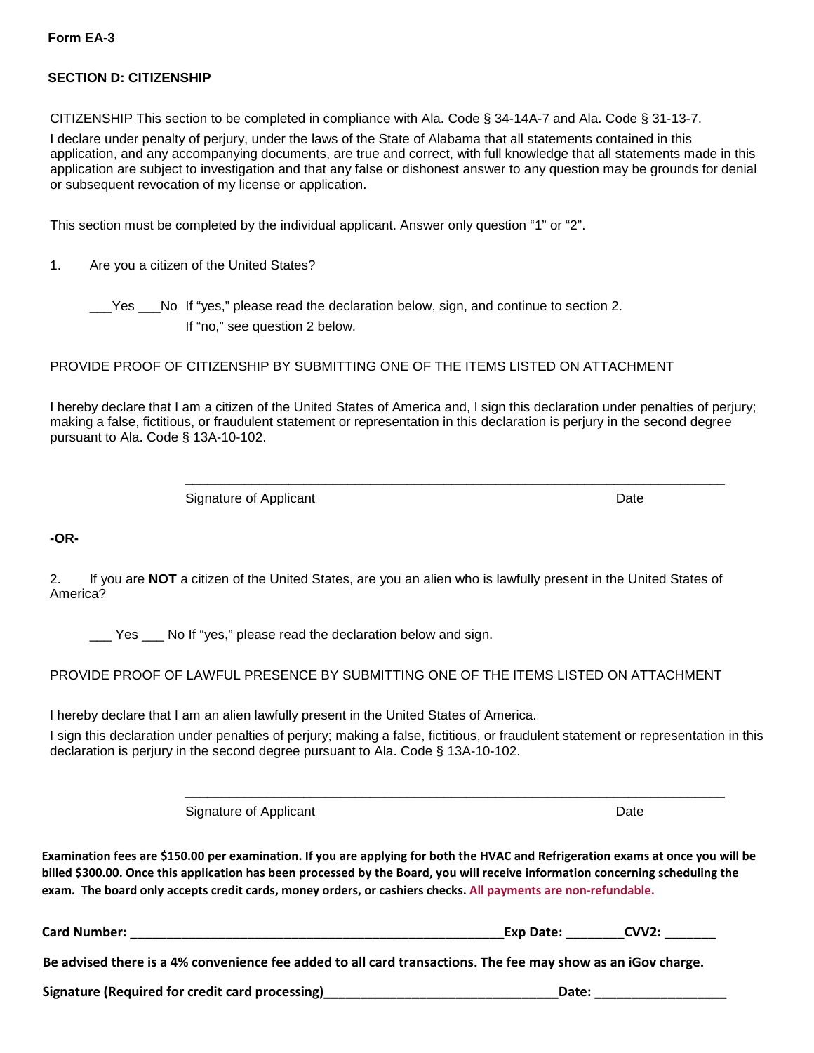**Form EA-3**

**SECTION D: CITIZENSHIP**

CITIZENSHIP This section to be completed in compliance with Ala. Code § 34-14A-7 and Ala. Code § 31-13-7.

I declare under penalty of perjury, under the laws of the State of Alabama that all statements contained in this application, and any accompanying documents, are true and correct, with full knowledge that all statements made in this application are subject to investigation and that any false or dishonest answer to any question may be grounds for denial or subsequent revocation of my license or application.

This section must be completed by the individual applicant. Answer only question "1" or "2".

1. Are you a citizen of the United States?

___Yes ___No If "yes," please read the declaration below, sign, and continue to section 2.
If "no," see question 2 below.

PROVIDE PROOF OF CITIZENSHIP BY SUBMITTING ONE OF THE ITEMS LISTED ON ATTACHMENT

I hereby declare that I am a citizen of the United States of America and, I sign this declaration under penalties of perjury; making a false, fictitious, or fraudulent statement or representation in this declaration is perjury in the second degree pursuant to Ala. Code § 13A-10-102.

_____________________________________________________________________________

Signature of Applicant Date

**-OR-**

2. If you are **NOT** a citizen of the United States, are you an alien who is lawfully present in the United States of America?

___ Yes ___ No If "yes," please read the declaration below and sign.

PROVIDE PROOF OF LAWFUL PRESENCE BY SUBMITTING ONE OF THE ITEMS LISTED ON ATTACHMENT

I hereby declare that I am an alien lawfully present in the United States of America.

I sign this declaration under penalties of perjury; making a false, fictitious, or fraudulent statement or representation in this declaration is perjury in the second degree pursuant to Ala. Code § 13A-10-102.

_____________________________________________________________________________

Signature of Applicant Date

**Examination fees are $150.00 per examination. If you are applying for both the HVAC and Refrigeration exams at once you will be billed $300.00. Once this application has been processed by the Board, you will receive information concerning scheduling the exam. The board only accepts credit cards, money orders, or cashiers checks. All payments are non-refundable.**

**Card Number: ______________________________________________________Exp Date: ________CVV2: _______**

**Be advised there is a 4% convenience fee added to all card transactions. The fee may show as an iGov charge.**

**Signature (Required for credit card processing)_________________________________Date: __________________**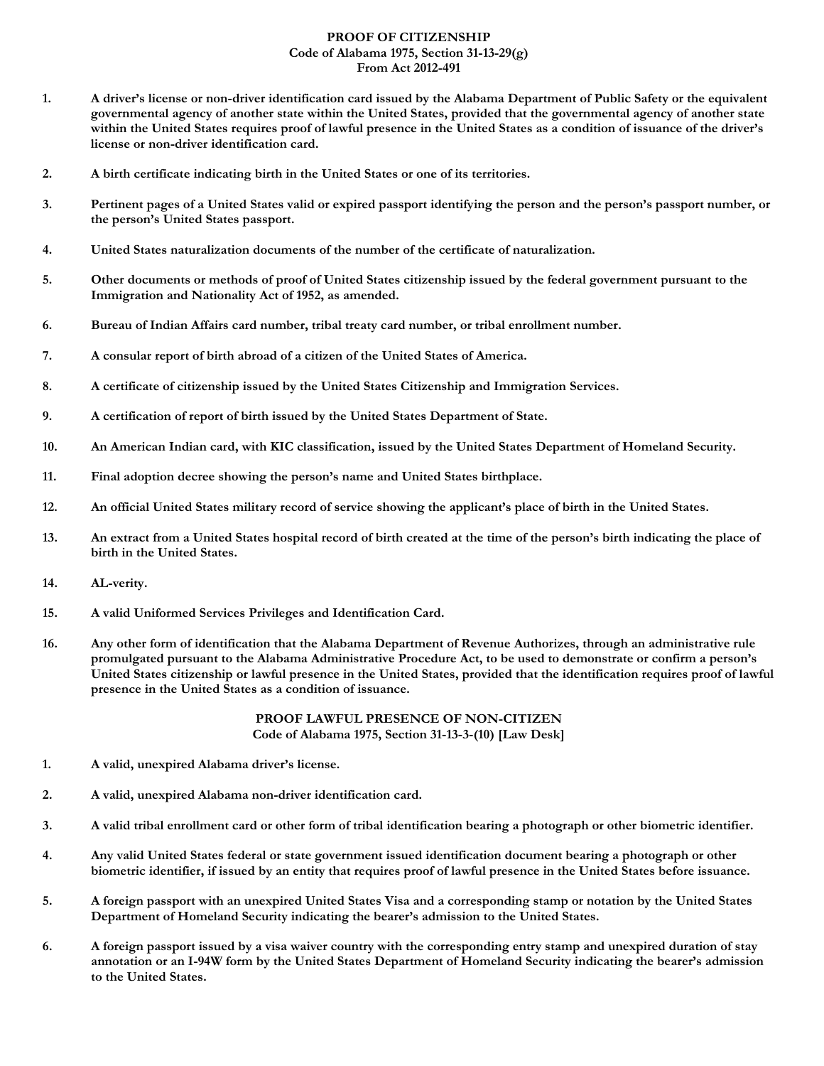**PROOF OF CITIZENSHIP**
**Code of Alabama 1975, Section 31-13-29(g)**
**From Act 2012-491**

1. **A driver's license or non-driver identification card issued by the Alabama Department of Public Safety or the equivalent governmental agency of another state within the United States, provided that the governmental agency of another state within the United States requires proof of lawful presence in the United States as a condition of issuance of the driver's license or non-driver identification card.**

2. **A birth certificate indicating birth in the United States or one of its territories.**

3. **Pertinent pages of a United States valid or expired passport identifying the person and the person's passport number, or the person's United States passport.**

4. **United States naturalization documents of the number of the certificate of naturalization.**

5. **Other documents or methods of proof of United States citizenship issued by the federal government pursuant to the Immigration and Nationality Act of 1952, as amended.**

6. **Bureau of Indian Affairs card number, tribal treaty card number, or tribal enrollment number.**

7. **A consular report of birth abroad of a citizen of the United States of America.**

8. **A certificate of citizenship issued by the United States Citizenship and Immigration Services.**

9. **A certification of report of birth issued by the United States Department of State.**

10. **An American Indian card, with KIC classification, issued by the United States Department of Homeland Security.**

11. **Final adoption decree showing the person's name and United States birthplace.**

12. **An official United States military record of service showing the applicant's place of birth in the United States.**

13. **An extract from a United States hospital record of birth created at the time of the person's birth indicating the place of birth in the United States.**

14. **AL-verity.**

15. **A valid Uniformed Services Privileges and Identification Card.**

16. **Any other form of identification that the Alabama Department of Revenue Authorizes, through an administrative rule promulgated pursuant to the Alabama Administrative Procedure Act, to be used to demonstrate or confirm a person's United States citizenship or lawful presence in the United States, provided that the identification requires proof of lawful presence in the United States as a condition of issuance.**

**PROOF LAWFUL PRESENCE OF NON-CITIZEN**
**Code of Alabama 1975, Section 31-13-3-(10) [Law Desk]**

1. **A valid, unexpired Alabama driver's license.**

2. **A valid, unexpired Alabama non-driver identification card.**

3. **A valid tribal enrollment card or other form of tribal identification bearing a photograph or other biometric identifier.**

4. **Any valid United States federal or state government issued identification document bearing a photograph or other biometric identifier, if issued by an entity that requires proof of lawful presence in the United States before issuance.**

5. **A foreign passport with an unexpired United States Visa and a corresponding stamp or notation by the United States Department of Homeland Security indicating the bearer's admission to the United States.**

6. **A foreign passport issued by a visa waiver country with the corresponding entry stamp and unexpired duration of stay annotation or an I-94W form by the United States Department of Homeland Security indicating the bearer's admission to the United States.**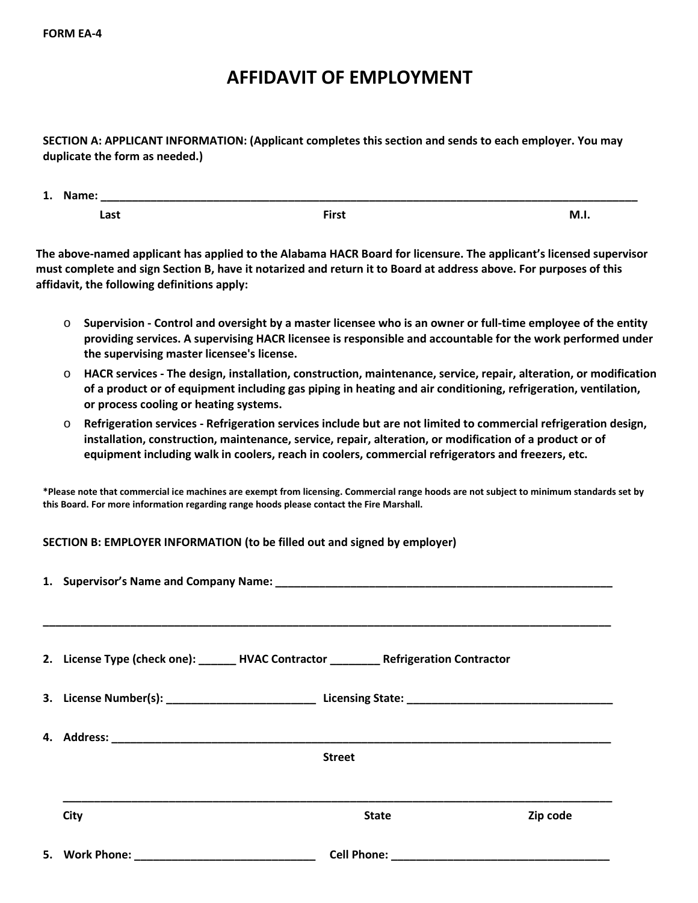**FORM EA-4**

# AFFIDAVIT OF EMPLOYMENT

**SECTION A: APPLICANT INFORMATION: (Applicant completes this section and sends to each employer. You may duplicate the form as needed.)**

**1. Name:** ______________________________________________________________________________

**Last** **First** **M.I.**

**The above-named applicant has applied to the Alabama HACR Board for licensure. The applicant's licensed supervisor must complete and sign Section B, have it notarized and return it to Board at address above. For purposes of this affidavit, the following definitions apply:**

- **Supervision - Control and oversight by a master licensee who is an owner or full-time employee of the entity providing services. A supervising HACR licensee is responsible and accountable for the work performed under the supervising master licensee's license.**
- **HACR services - The design, installation, construction, maintenance, service, repair, alteration, or modification of a product or of equipment including gas piping in heating and air conditioning, refrigeration, ventilation, or process cooling or heating systems.**
- **Refrigeration services - Refrigeration services include but are not limited to commercial refrigeration design, installation, construction, maintenance, service, repair, alteration, or modification of a product or of equipment including walk in coolers, reach in coolers, commercial refrigerators and freezers, etc.**

**\*Please note that commercial ice machines are exempt from licensing. Commercial range hoods are not subject to minimum standards set by this Board. For more information regarding range hoods please contact the Fire Marshall.**

**SECTION B: EMPLOYER INFORMATION** (to be filled out and signed by employer)

**1. Supervisor's Name and Company Name:** _______________________________________________________

______________________________________________________________________________________

**2. License Type (check one):** ______ **HVAC Contractor** ________ **Refrigeration Contractor**

**3. License Number(s):** ________________________ **Licensing State:** _________________________________

**4. Address:** ________________________________________________________________________________

**Street**

______________________________________________________________________________________

**City** **State** **Zip code**

**5. Work Phone:** _____________________________ **Cell Phone:** ___________________________________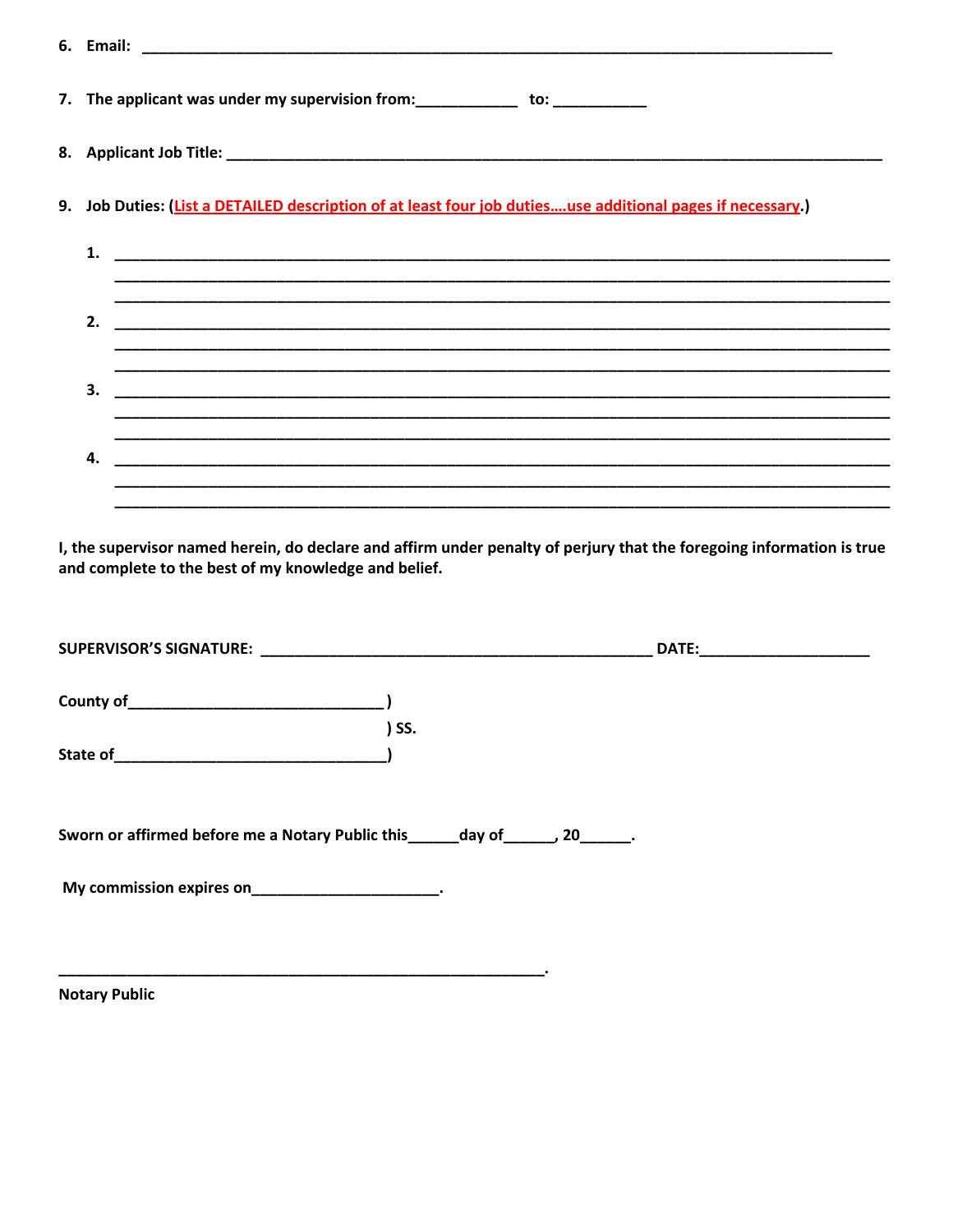6. **Email:** ________________________________________________________________________________

7. **The applicant was under my supervision from:**____________ **to:** ___________

8. **Applicant Job Title:** ________________________________________________________________________________

9. **Job Duties:** (**List a DETAILED description of at least four job duties….use additional pages if necessary**.)

   1. ________________________________________________________________________________
      ________________________________________________________________________________
      ________________________________________________________________________________

   2. ________________________________________________________________________________
      ________________________________________________________________________________
      ________________________________________________________________________________

   3. ________________________________________________________________________________
      ________________________________________________________________________________
      ________________________________________________________________________________

   4. ________________________________________________________________________________
      ________________________________________________________________________________
      ________________________________________________________________________________

**I, the supervisor named herein, do declare and affirm under penalty of perjury that the foregoing information is true and complete to the best of my knowledge and belief.**

**SUPERVISOR'S SIGNATURE:** ______________________________________________ **DATE:**____________________

**County of**______________________________ )
                                                                  ) **SS.**
**State of**________________________________)

**Sworn or affirmed before me a Notary Public this**______**day of**______, **20**______.

**My commission expires on**______________________.

_________________________________________________________.
**Notary Public**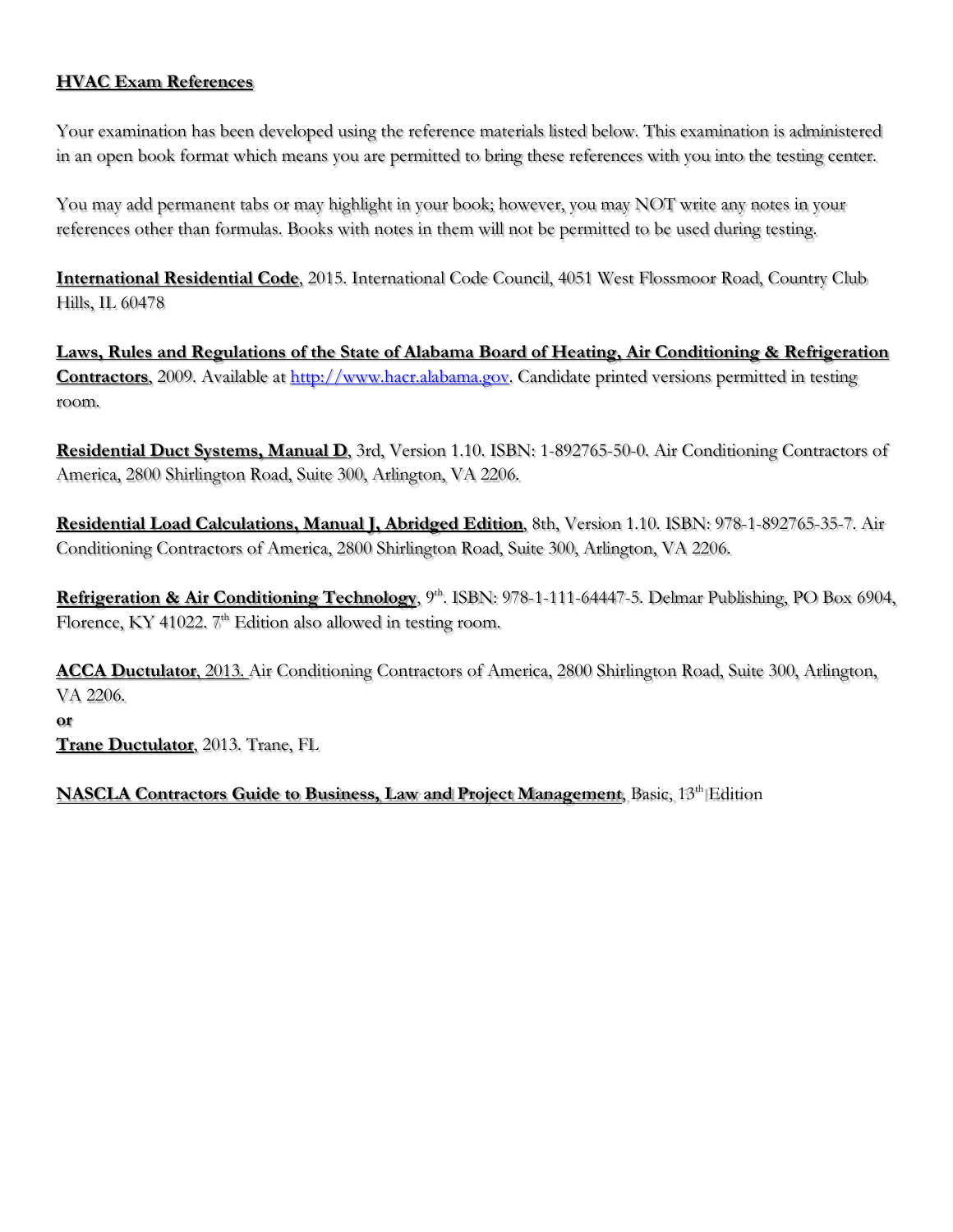**HVAC Exam References**

Your examination has been developed using the reference materials listed below. This examination is administered in an open book format which means you are permitted to bring these references with you into the testing center.

You may add permanent tabs or may highlight in your book; however, you may NOT write any notes in your references other than formulas. Books with notes in them will not be permitted to be used during testing.

**International Residential Code**, 2015. International Code Council, 4051 West Flossmoor Road, Country Club Hills, IL 60478

**Laws, Rules and Regulations of the State of Alabama Board of Heating, Air Conditioning & Refrigeration Contractors**, 2009. Available at http://www.hacr.alabama.gov. Candidate printed versions permitted in testing room.

**Residential Duct Systems, Manual D**, 3rd, Version 1.10. ISBN: 1-892765-50-0. Air Conditioning Contractors of America, 2800 Shirlington Road, Suite 300, Arlington, VA 2206.

**Residential Load Calculations, Manual J, Abridged Edition**, 8th, Version 1.10. ISBN: 978-1-892765-35-7. Air Conditioning Contractors of America, 2800 Shirlington Road, Suite 300, Arlington, VA 2206.

**Refrigeration & Air Conditioning Technology**, 9th. ISBN: 978-1-111-64447-5. Delmar Publishing, PO Box 6904, Florence, KY 41022. 7th Edition also allowed in testing room.

**ACCA Ductulator**, 2013. Air Conditioning Contractors of America, 2800 Shirlington Road, Suite 300, Arlington, VA 2206.

**or**

**Trane Ductulator**, 2013. Trane, FL

**NASCLA Contractors Guide to Business, Law and Project Management**, Basic, 13th Edition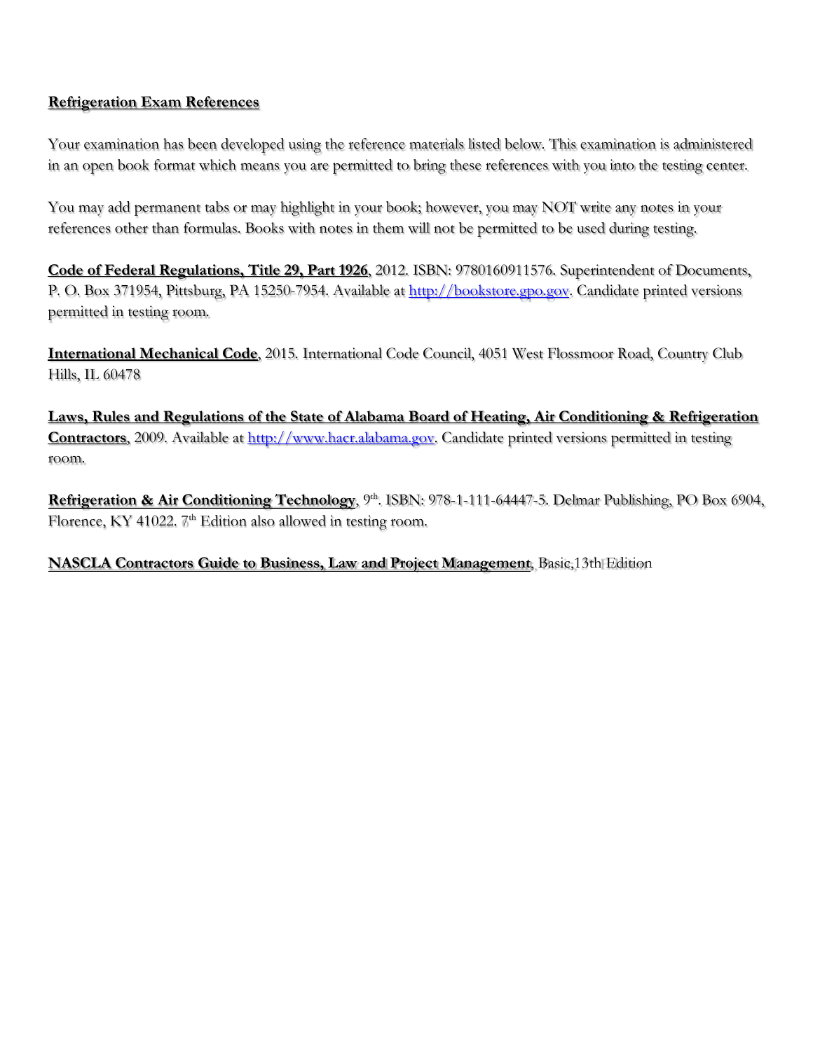**Refrigeration Exam References**

Your examination has been developed using the reference materials listed below. This examination is administered in an open book format which means you are permitted to bring these references with you into the testing center.

You may add permanent tabs or may highlight in your book; however, you may NOT write any notes in your references other than formulas. Books with notes in them will not be permitted to be used during testing.

**Code of Federal Regulations, Title 29, Part 1926**, 2012. ISBN: 9780160911576. Superintendent of Documents, P. O. Box 371954, Pittsburg, PA 15250-7954. Available at http://bookstore.gpo.gov. Candidate printed versions permitted in testing room.

**International Mechanical Code**, 2015. International Code Council, 4051 West Flossmoor Road, Country Club Hills, IL 60478

**Laws, Rules and Regulations of the State of Alabama Board of Heating, Air Conditioning & Refrigeration Contractors**, 2009. Available at http://www.hacr.alabama.gov. Candidate printed versions permitted in testing room.

**Refrigeration & Air Conditioning Technology**, 9th. ISBN: 978-1-111-64447-5. Delmar Publishing, PO Box 6904, Florence, KY 41022. 7th Edition also allowed in testing room.

**NASCLA Contractors Guide to Business, Law and Project Management**, Basic,13th Edition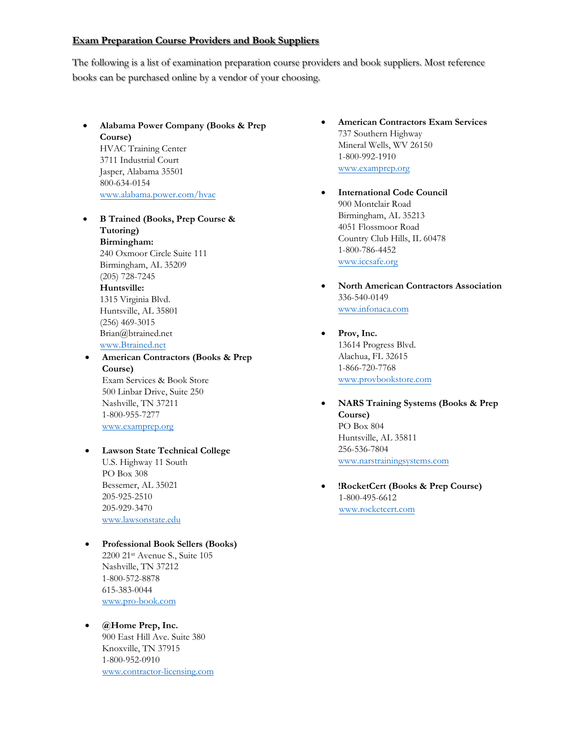## Exam Preparation Course Providers and Book Suppliers

The following is a list of examination preparation course providers and book suppliers. Most reference books can be purchased online by a vendor of your choosing.

- **Alabama Power Company (Books & Prep Course)**
  HVAC Training Center
  3711 Industrial Court
  Jasper, Alabama 35501
  800-634-0154
  www.alabama.power.com/hvac

- **B Trained (Books, Prep Course & Tutoring)**
  **Birmingham:**
  240 Oxmoor Circle Suite 111
  Birmingham, AL 35209
  (205) 728-7245
  **Huntsville:**
  1315 Virginia Blvd.
  Huntsville, AL 35801
  (256) 469-3015
  Brian@btrained.net
  www.Btrained.net

- **American Contractors (Books & Prep Course)**
  Exam Services & Book Store
  500 Linbar Drive, Suite 250
  Nashville, TN 37211
  1-800-955-7277
  www.examprep.org

- **Lawson State Technical College**
  U.S. Highway 11 South
  PO Box 308
  Bessemer, AL 35021
  205-925-2510
  205-929-3470
  www.lawsonstate.edu

- **Professional Book Sellers (Books)**
  2200 21st Avenue S., Suite 105
  Nashville, TN 37212
  1-800-572-8878
  615-383-0044
  www.pro-book.com

- **@Home Prep, Inc.**
  900 East Hill Ave. Suite 380
  Knoxville, TN 37915
  1-800-952-0910
  www.contractor-licensing.com

- **American Contractors Exam Services**
  737 Southern Highway
  Mineral Wells, WV 26150
  1-800-992-1910
  www.examprep.org

- **International Code Council**
  900 Montclair Road
  Birmingham, AL 35213
  4051 Flossmoor Road
  Country Club Hills, IL 60478
  1-800-786-4452
  www.iccsafe.org

- **North American Contractors Association**
  336-540-0149
  www.infonaca.com

- **Prov, Inc.**
  13614 Progress Blvd.
  Alachua, FL 32615
  1-866-720-7768
  www.provbookstore.com

- **NARS Training Systems (Books & Prep Course)**
  PO Box 804
  Huntsville, AL 35811
  256-536-7804
  www.narstrainingsystems.com

- **!RocketCert (Books & Prep Course)**
  1-800-495-6612
  www.rocketcert.com